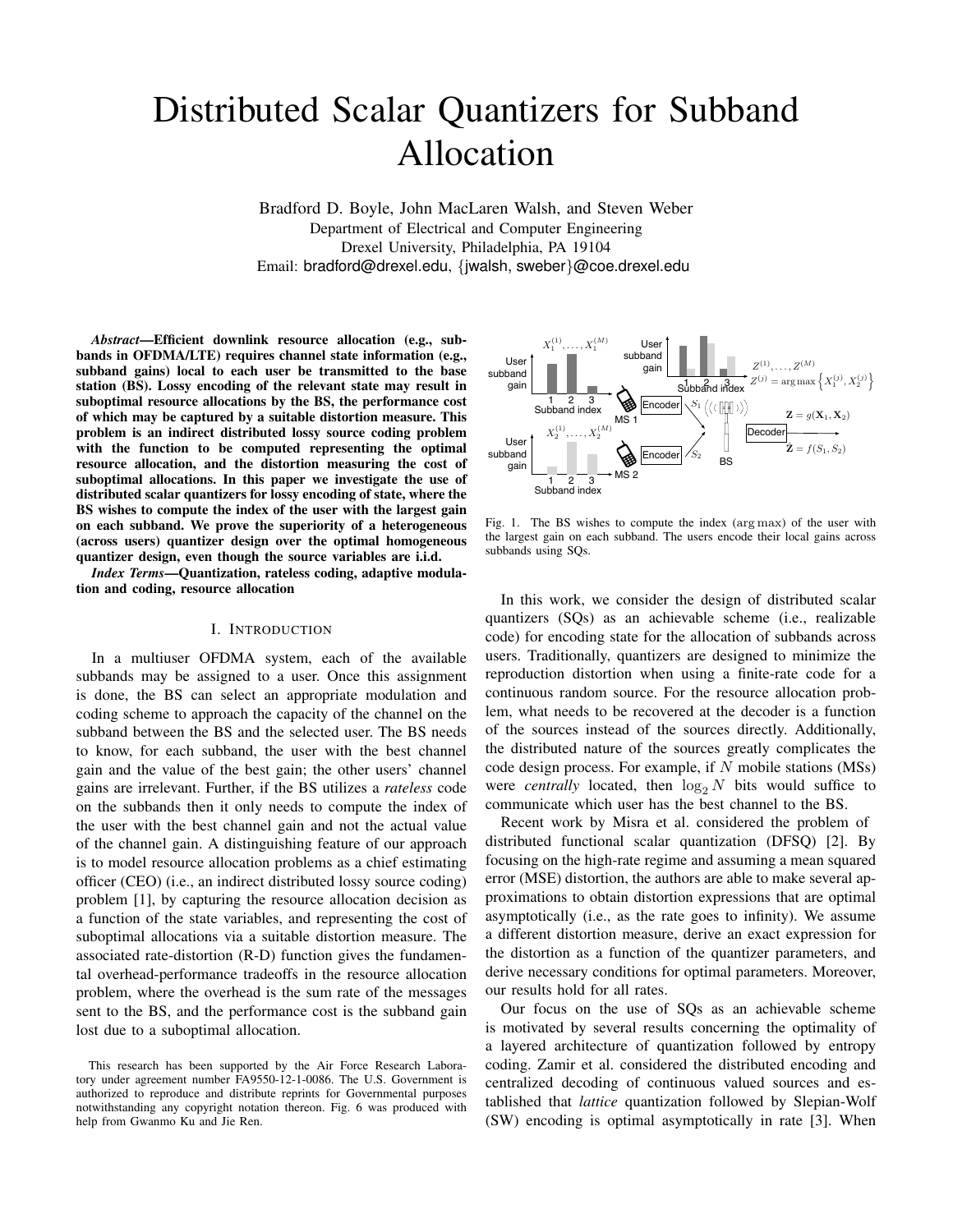# Distributed Scalar Quantizers for Subband Allocation

Bradford D. Boyle, John MacLaren Walsh, and Steven Weber
Department of Electrical and Computer Engineering
Drexel University, Philadelphia, PA 19104
Email: bradford@drexel.edu, {jwalsh, sweber}@coe.drexel.edu

***Abstract*—Efficient downlink resource allocation (e.g., subbands in OFDMA/LTE) requires channel state information (e.g., subband gains) local to each user be transmitted to the base station (BS). Lossy encoding of the relevant state may result in suboptimal resource allocations by the BS, the performance cost of which may be captured by a suitable distortion measure. This problem is an indirect distributed lossy source coding problem with the function to be computed representing the optimal resource allocation, and the distortion measuring the cost of suboptimal allocations. In this paper we investigate the use of distributed scalar quantizers for lossy encoding of state, where the BS wishes to compute the index of the user with the largest gain on each subband. We prove the superiority of a heterogeneous (across users) quantizer design over the optimal homogeneous quantizer design, even though the source variables are i.i.d.**

***Index Terms*—Quantization, rateless coding, adaptive modulation and coding, resource allocation**

## I. Introduction

In a multiuser OFDMA system, each of the available subbands may be assigned to a user. Once this assignment is done, the BS can select an appropriate modulation and coding scheme to approach the capacity of the channel on the subband between the BS and the selected user. The BS needs to know, for each subband, the user with the best channel gain and the value of the best gain; the other users' channel gains are irrelevant. Further, if the BS utilizes a *rateless* code on the subbands then it only needs to compute the index of the user with the best channel gain and not the actual value of the channel gain. A distinguishing feature of our approach is to model resource allocation problems as a chief estimating officer (CEO) (i.e., an indirect distributed lossy source coding) problem [1], by capturing the resource allocation decision as a function of the state variables, and representing the cost of suboptimal allocations via a suitable distortion measure. The associated rate-distortion (R-D) function gives the fundamental overhead-performance tradeoffs in the resource allocation problem, where the overhead is the sum rate of the messages sent to the BS, and the performance cost is the subband gain lost due to a suboptimal allocation.

This research has been supported by the Air Force Research Laboratory under agreement number FA9550-12-1-0086. The U.S. Government is authorized to reproduce and distribute reprints for Governmental purposes notwithstanding any copyright notation thereon. Fig. 6 was produced with help from Gwanmo Ku and Jie Ren.

Fig. 1. The BS wishes to compute the index ($\arg\max$) of the user with the largest gain on each subband. The users encode their local gains across subbands using SQs.

In this work, we consider the design of distributed scalar quantizers (SQs) as an achievable scheme (i.e., realizable code) for encoding state for the allocation of subbands across users. Traditionally, quantizers are designed to minimize the reproduction distortion when using a finite-rate code for a continuous random source. For the resource allocation problem, what needs to be recovered at the decoder is a function of the sources instead of the sources directly. Additionally, the distributed nature of the sources greatly complicates the code design process. For example, if $N$ mobile stations (MSs) were *centrally* located, then $\log_2 N$ bits would suffice to communicate which user has the best channel to the BS.

Recent work by Misra et al. considered the problem of distributed functional scalar quantization (DFSQ) [2]. By focusing on the high-rate regime and assuming a mean squared error (MSE) distortion, the authors are able to make several approximations to obtain distortion expressions that are optimal asymptotically (i.e., as the rate goes to infinity). We assume a different distortion measure, derive an exact expression for the distortion as a function of the quantizer parameters, and derive necessary conditions for optimal parameters. Moreover, our results hold for all rates.

Our focus on the use of SQs as an achievable scheme is motivated by several results concerning the optimality of a layered architecture of quantization followed by entropy coding. Zamir et al. considered the distributed encoding and centralized decoding of continuous valued sources and established that *lattice* quantization followed by Slepian-Wolf (SW) encoding is optimal asymptotically in rate [3]. When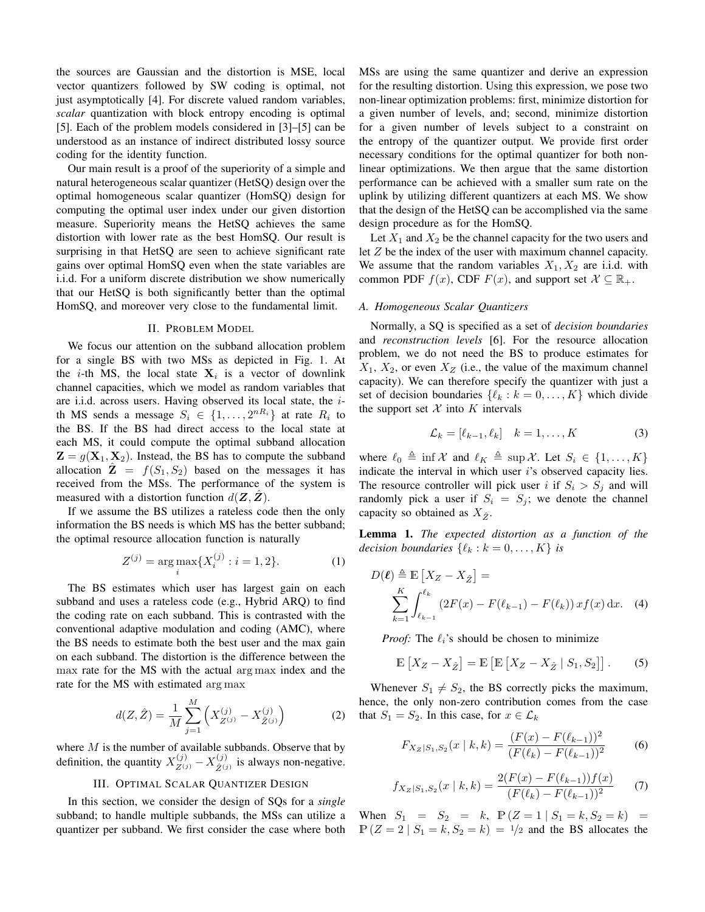the sources are Gaussian and the distortion is MSE, local vector quantizers followed by SW coding is optimal, not just asymptotically [4]. For discrete valued random variables, *scalar* quantization with block entropy encoding is optimal [5]. Each of the problem models considered in [3]–[5] can be understood as an instance of indirect distributed lossy source coding for the identity function.

Our main result is a proof of the superiority of a simple and natural heterogeneous scalar quantizer (HetSQ) design over the optimal homogeneous scalar quantizer (HomSQ) design for computing the optimal user index under our given distortion measure. Superiority means the HetSQ achieves the same distortion with lower rate as the best HomSQ. Our result is surprising in that HetSQ are seen to achieve significant rate gains over optimal HomSQ even when the state variables are i.i.d. For a uniform discrete distribution we show numerically that our HetSQ is both significantly better than the optimal HomSQ, and moreover very close to the fundamental limit.

## II. Problem Model

We focus our attention on the subband allocation problem for a single BS with two MSs as depicted in Fig. 1. At the $i$-th MS, the local state $\mathbf{X}_i$ is a vector of downlink channel capacities, which we model as random variables that are i.i.d. across users. Having observed its local state, the $i$-th MS sends a message $S_i \in \{1, \ldots, 2^{nR_i}\}$ at rate $R_i$ to the BS. If the BS had direct access to the local state at each MS, it could compute the optimal subband allocation $\mathbf{Z} = g(\mathbf{X}_1, \mathbf{X}_2)$. Instead, the BS has to compute the subband allocation $\hat{\mathbf{Z}} = f(S_1, S_2)$ based on the messages it has received from the MSs. The performance of the system is measured with a distortion function $d(\boldsymbol{Z}, \hat{\boldsymbol{Z}})$.

If we assume the BS utilizes a rateless code then the only information the BS needs is which MS has the better subband; the optimal resource allocation function is naturally

$$Z^{(j)} = \arg\max_i \{X_i^{(j)} : i = 1, 2\}. \tag{1}$$

The BS estimates which user has largest gain on each subband and uses a rateless code (e.g., Hybrid ARQ) to find the coding rate on each subband. This is contrasted with the conventional adaptive modulation and coding (AMC), where the BS needs to estimate both the best user and the max gain on each subband. The distortion is the difference between the max rate for the MS with the actual arg max index and the rate for the MS with estimated arg max

$$d(Z, \hat{Z}) = \frac{1}{M} \sum_{j=1}^{M} \left( X_{Z^{(j)}}^{(j)} - X_{\hat{Z}^{(j)}}^{(j)} \right) \tag{2}$$

where $M$ is the number of available subbands. Observe that by definition, the quantity $X_{Z^{(j)}}^{(j)} - X_{\hat{Z}^{(j)}}^{(j)}$ is always non-negative.

## III. Optimal Scalar Quantizer Design

In this section, we consider the design of SQs for a *single* subband; to handle multiple subbands, the MSs can utilize a quantizer per subband. We first consider the case where both MSs are using the same quantizer and derive an expression for the resulting distortion. Using this expression, we pose two non-linear optimization problems: first, minimize distortion for a given number of levels, and; second, minimize distortion for a given number of levels subject to a constraint on the entropy of the quantizer output. We provide first order necessary conditions for the optimal quantizer for both non-linear optimizations. We then argue that the same distortion performance can be achieved with a smaller sum rate on the uplink by utilizing different quantizers at each MS. We show that the design of the HetSQ can be accomplished via the same design procedure as for the HomSQ.

Let $X_1$ and $X_2$ be the channel capacity for the two users and let $Z$ be the index of the user with maximum channel capacity. We assume that the random variables $X_1, X_2$ are i.i.d. with common PDF $f(x)$, CDF $F(x)$, and support set $\mathcal{X} \subseteq \mathbb{R}_+$.

### A. Homogeneous Scalar Quantizers

Normally, a SQ is specified as a set of *decision boundaries* and *reconstruction levels* [6]. For the resource allocation problem, we do not need the BS to produce estimates for $X_1$, $X_2$, or even $X_Z$ (i.e., the value of the maximum channel capacity). We can therefore specify the quantizer with just a set of decision boundaries $\{\ell_k : k = 0, \ldots, K\}$ which divide the support set $\mathcal{X}$ into $K$ intervals

$$\mathcal{L}_k = [\ell_{k-1}, \ell_k] \quad k = 1, \ldots, K \tag{3}$$

where $\ell_0 \triangleq \inf \mathcal{X}$ and $\ell_K \triangleq \sup \mathcal{X}$. Let $S_i \in \{1, \ldots, K\}$ indicate the interval in which user $i$'s observed capacity lies. The resource controller will pick user $i$ if $S_i > S_j$ and will randomly pick a user if $S_i = S_j$; we denote the channel capacity so obtained as $X_{\hat{Z}}$.

**Lemma 1.** *The expected distortion as a function of the decision boundaries $\{\ell_k : k = 0, \ldots, K\}$ is*

$$D(\boldsymbol{\ell}) \triangleq \mathbb{E}\left[X_Z - X_{\hat{Z}}\right] = \sum_{k=1}^{K} \int_{\ell_{k-1}}^{\ell_k} \left(2F(x) - F(\ell_{k-1}) - F(\ell_k)\right) x f(x) \, \mathrm{d}x. \tag{4}$$

*Proof:* The $\ell_i$'s should be chosen to minimize

$$\mathbb{E}\left[X_Z - X_{\hat{Z}}\right] = \mathbb{E}\left[\mathbb{E}\left[X_Z - X_{\hat{Z}} \mid S_1, S_2\right]\right]. \tag{5}$$

Whenever $S_1 \neq S_2$, the BS correctly picks the maximum, hence, the only non-zero contribution comes from the case that $S_1 = S_2$. In this case, for $x \in \mathcal{L}_k$

$$F_{X_Z|S_1,S_2}(x \mid k, k) = \frac{(F(x) - F(\ell_{k-1}))^2}{(F(\ell_k) - F(\ell_{k-1}))^2} \tag{6}$$

$$f_{X_Z|S_1,S_2}(x \mid k, k) = \frac{2(F(x) - F(\ell_{k-1}))f(x)}{(F(\ell_k) - F(\ell_{k-1}))^2} \tag{7}$$

When $S_1 = S_2 = k$, $\mathbb{P}(Z = 1 \mid S_1 = k, S_2 = k) = \mathbb{P}(Z = 2 \mid S_1 = k, S_2 = k) = 1/2$ and the BS allocates the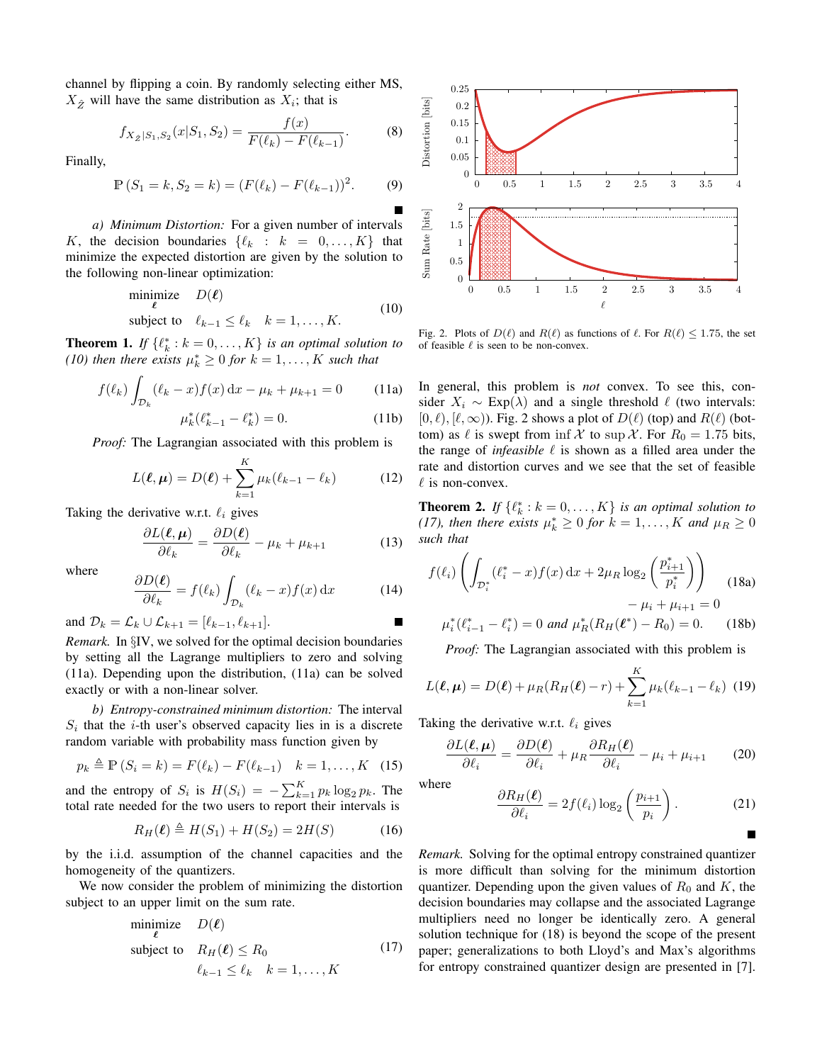channel by flipping a coin. By randomly selecting either MS, $X_{\hat{Z}}$ will have the same distribution as $X_i$; that is

$$f_{X_{\hat{Z}}|S_1,S_2}(x|S_1,S_2) = \frac{f(x)}{F(\ell_k) - F(\ell_{k-1})}. \tag{8}$$

Finally,

$$\mathbb{P}\left(S_1 = k, S_2 = k\right) = \left(F(\ell_k) - F(\ell_{k-1})\right)^2. \tag{9}$$

■

*a) Minimum Distortion:* For a given number of intervals $K$, the decision boundaries $\{\ell_k : k = 0, \ldots, K\}$ that minimize the expected distortion are given by the solution to the following non-linear optimization:

$$\begin{aligned} \underset{\boldsymbol{\ell}}{\text{minimize}} \quad & D(\boldsymbol{\ell}) \\ \text{subject to} \quad & \ell_{k-1} \leq \ell_k \quad k = 1, \ldots, K. \end{aligned} \tag{10}$$

**Theorem 1.** *If $\{\ell_k^* : k = 0, \ldots, K\}$ is an optimal solution to (10) then there exists $\mu_k^* \geq 0$ for $k = 1, \ldots, K$ such that*

$$f(\ell_k) \int_{\mathcal{D}_k} (\ell_k - x) f(x) \, \mathrm{d}x - \mu_k + \mu_{k+1} = 0 \tag{11a}$$

$$\mu_k^*(\ell_{k-1}^* - \ell_k^*) = 0. \tag{11b}$$

*Proof:* The Lagrangian associated with this problem is

$$L(\boldsymbol{\ell}, \boldsymbol{\mu}) = D(\boldsymbol{\ell}) + \sum_{k=1}^{K} \mu_k (\ell_{k-1} - \ell_k) \tag{12}$$

Taking the derivative w.r.t. $\ell_i$ gives

$$\frac{\partial L(\boldsymbol{\ell}, \boldsymbol{\mu})}{\partial \ell_k} = \frac{\partial D(\boldsymbol{\ell})}{\partial \ell_k} - \mu_k + \mu_{k+1} \tag{13}$$

where

$$\frac{\partial D(\boldsymbol{\ell})}{\partial \ell_k} = f(\ell_k) \int_{\mathcal{D}_k} (\ell_k - x) f(x) \, \mathrm{d}x \tag{14}$$

and $\mathcal{D}_k = \mathcal{L}_k \cup \mathcal{L}_{k+1} = [\ell_{k-1}, \ell_{k+1}]$. ■

*Remark.* In §IV, we solved for the optimal decision boundaries by setting all the Lagrange multipliers to zero and solving (11a). Depending upon the distribution, (11a) can be solved exactly or with a non-linear solver.

*b) Entropy-constrained minimum distortion:* The interval $S_i$ that the $i$-th user's observed capacity lies in is a discrete random variable with probability mass function given by

$$p_k \triangleq \mathbb{P}\left(S_i = k\right) = F(\ell_k) - F(\ell_{k-1}) \quad k = 1, \ldots, K \tag{15}$$

and the entropy of $S_i$ is $H(S_i) = -\sum_{k=1}^{K} p_k \log_2 p_k$. The total rate needed for the two users to report their intervals is

$$R_H(\boldsymbol{\ell}) \triangleq H(S_1) + H(S_2) = 2H(S) \tag{16}$$

by the i.i.d. assumption of the channel capacities and the homogeneity of the quantizers.

We now consider the problem of minimizing the distortion subject to an upper limit on the sum rate.

$$\begin{aligned} \underset{\boldsymbol{\ell}}{\text{minimize}} \quad & D(\boldsymbol{\ell}) \\ \text{subject to} \quad & R_H(\boldsymbol{\ell}) \leq R_0 \\ & \ell_{k-1} \leq \ell_k \quad k = 1, \ldots, K \end{aligned} \tag{17}$$

Fig. 2. Plots of $D(\ell)$ and $R(\ell)$ as functions of $\ell$. For $R(\ell) \leq 1.75$, the set of feasible $\ell$ is seen to be non-convex.

In general, this problem is *not* convex. To see this, consider $X_i \sim \text{Exp}(\lambda)$ and a single threshold $\ell$ (two intervals: $[0, \ell), [\ell, \infty)$). Fig. 2 shows a plot of $D(\ell)$ (top) and $R(\ell)$ (bottom) as $\ell$ is swept from $\inf \mathcal{X}$ to $\sup \mathcal{X}$. For $R_0 = 1.75$ bits, the range of *infeasible* $\ell$ is shown as a filled area under the rate and distortion curves and we see that the set of feasible $\ell$ is non-convex.

**Theorem 2.** *If $\{\ell_k^* : k = 0, \ldots, K\}$ is an optimal solution to (17), then there exists $\mu_k^* \geq 0$ for $k = 1, \ldots, K$ and $\mu_R \geq 0$ such that*

$$f(\ell_i) \left( \int_{\mathcal{D}_i^*} (\ell_i^* - x) f(x) \, \mathrm{d}x + 2\mu_R \log_2 \left( \frac{p_{i+1}^*}{p_i^*} \right) \right) - \mu_i + \mu_{i+1} = 0 \tag{18a}$$

$$\mu_i^*(\ell_{i-1}^* - \ell_i^*) = 0 \text{ and } \mu_R^*(R_H(\boldsymbol{\ell}^*) - R_0) = 0. \tag{18b}$$

*Proof:* The Lagrangian associated with this problem is

$$L(\boldsymbol{\ell}, \boldsymbol{\mu}) = D(\boldsymbol{\ell}) + \mu_R(R_H(\boldsymbol{\ell}) - r) + \sum_{k=1}^{K} \mu_k (\ell_{k-1} - \ell_k) \tag{19}$$

Taking the derivative w.r.t. $\ell_i$ gives

$$\frac{\partial L(\boldsymbol{\ell}, \boldsymbol{\mu})}{\partial \ell_i} = \frac{\partial D(\boldsymbol{\ell})}{\partial \ell_i} + \mu_R \frac{\partial R_H(\boldsymbol{\ell})}{\partial \ell_i} - \mu_i + \mu_{i+1} \tag{20}$$

where

$$\frac{\partial R_H(\boldsymbol{\ell})}{\partial \ell_i} = 2 f(\ell_i) \log_2 \left( \frac{p_{i+1}}{p_i} \right). \tag{21}$$

■

*Remark.* Solving for the optimal entropy constrained quantizer is more difficult than solving for the minimum distortion quantizer. Depending upon the given values of $R_0$ and $K$, the decision boundaries may collapse and the associated Lagrange multipliers need no longer be identically zero. A general solution technique for (18) is beyond the scope of the present paper; generalizations to both Lloyd's and Max's algorithms for entropy constrained quantizer design are presented in [7].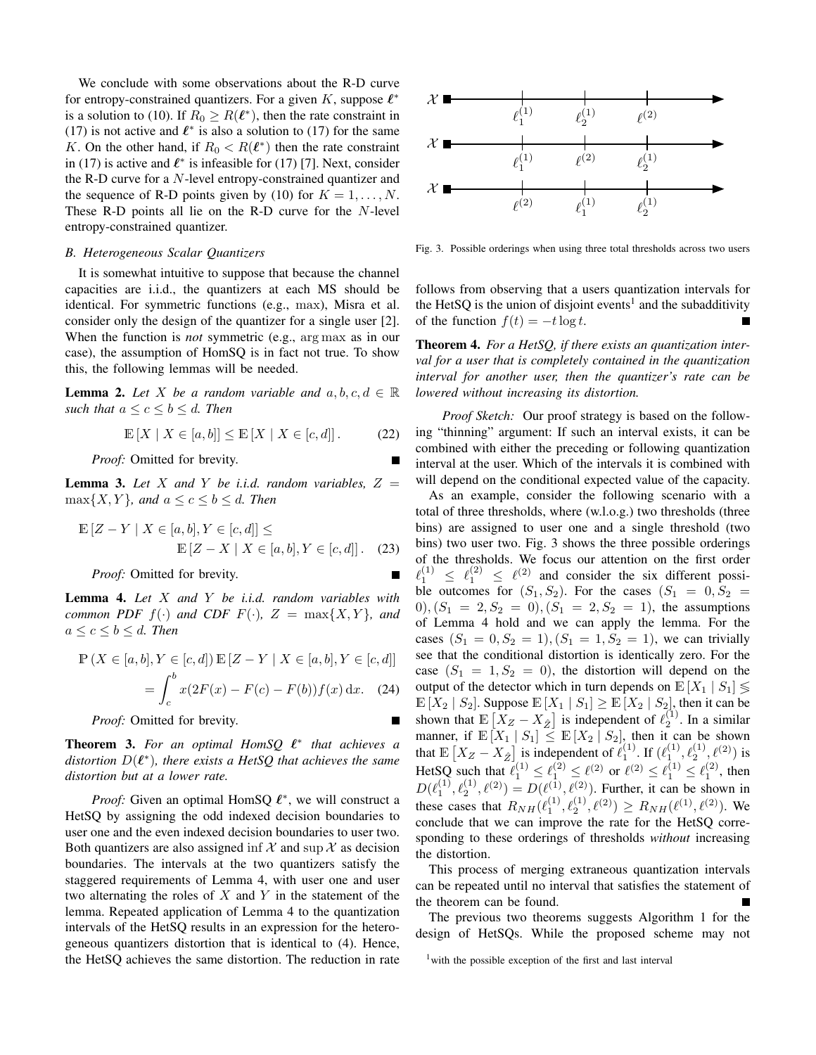We conclude with some observations about the R-D curve for entropy-constrained quantizers. For a given $K$, suppose $\boldsymbol{\ell}^*$ is a solution to (10). If $R_0 \geq R(\boldsymbol{\ell}^*)$, then the rate constraint in (17) is not active and $\boldsymbol{\ell}^*$ is also a solution to (17) for the same $K$. On the other hand, if $R_0 < R(\boldsymbol{\ell}^*)$ then the rate constraint in (17) is active and $\boldsymbol{\ell}^*$ is infeasible for (17) [7]. Next, consider the R-D curve for a $N$-level entropy-constrained quantizer and the sequence of R-D points given by (10) for $K = 1, \ldots, N$. These R-D points all lie on the R-D curve for the $N$-level entropy-constrained quantizer.

### B. Heterogeneous Scalar Quantizers

It is somewhat intuitive to suppose that because the channel capacities are i.i.d., the quantizers at each MS should be identical. For symmetric functions (e.g., max), Misra et al. consider only the design of the quantizer for a single user [2]. When the function is *not* symmetric (e.g., arg max as in our case), the assumption of HomSQ is in fact not true. To show this, the following lemmas will be needed.

**Lemma 2.** *Let $X$ be a random variable and $a, b, c, d \in \mathbb{R}$ such that $a \leq c \leq b \leq d$. Then*

$$\mathbb{E}[X \mid X \in [a,b]] \leq \mathbb{E}[X \mid X \in [c,d]]. \tag{22}$$

*Proof:* Omitted for brevity. ∎

**Lemma 3.** *Let $X$ and $Y$ be i.i.d. random variables, $Z = \max\{X, Y\}$, and $a \leq c \leq b \leq d$. Then*

$$\mathbb{E}[Z - Y \mid X \in [a,b], Y \in [c,d]] \leq \mathbb{E}[Z - X \mid X \in [a,b], Y \in [c,d]]. \tag{23}$$

*Proof:* Omitted for brevity. ∎

**Lemma 4.** *Let $X$ and $Y$ be i.i.d. random variables with common PDF $f(\cdot)$ and CDF $F(\cdot)$, $Z = \max\{X, Y\}$, and $a \leq c \leq b \leq d$. Then*

$$\mathbb{P}(X \in [a,b], Y \in [c,d])\, \mathbb{E}[Z - Y \mid X \in [a,b], Y \in [c,d]] = \int_c^b x(2F(x) - F(c) - F(b)) f(x)\, \mathrm{d}x. \tag{24}$$

*Proof:* Omitted for brevity. ∎

**Theorem 3.** *For an optimal HomSQ $\boldsymbol{\ell}^*$ that achieves a distortion $D(\boldsymbol{\ell}^*)$, there exists a HetSQ that achieves the same distortion but at a lower rate.*

*Proof:* Given an optimal HomSQ $\boldsymbol{\ell}^*$, we will construct a HetSQ by assigning the odd indexed decision boundaries to user one and the even indexed decision boundaries to user two. Both quantizers are also assigned $\inf \mathcal{X}$ and $\sup \mathcal{X}$ as decision boundaries. The intervals at the two quantizers satisfy the staggered requirements of Lemma 4, with user one and user two alternating the roles of $X$ and $Y$ in the statement of the lemma. Repeated application of Lemma 4 to the quantization intervals of the HetSQ results in an expression for the heterogeneous quantizers distortion that is identical to (4). Hence, the HetSQ achieves the same distortion. The reduction in rate follows from observing that a users quantization intervals for the HetSQ is the union of disjoint events[1] and the subadditivity of the function $f(t) = -t \log t$. ∎

Fig. 3. Possible orderings when using three total thresholds across two users

**Theorem 4.** *For a HetSQ, if there exists an quantization interval for a user that is completely contained in the quantization interval for another user, then the quantizer's rate can be lowered without increasing its distortion.*

*Proof Sketch:* Our proof strategy is based on the following "thinning" argument: If such an interval exists, it can be combined with either the preceding or following quantization interval at the user. Which of the intervals it is combined with will depend on the conditional expected value of the capacity.

As an example, consider the following scenario with a total of three thresholds, where (w.l.o.g.) two thresholds (three bins) are assigned to user one and a single threshold (two bins) two user two. Fig. 3 shows the three possible orderings of the thresholds. We focus our attention on the first order $\ell_1^{(1)} \leq \ell_1^{(2)} \leq \ell^{(2)}$ and consider the six different possible outcomes for $(S_1, S_2)$. For the cases $(S_1 = 0, S_2 = 0), (S_1 = 2, S_2 = 0), (S_1 = 2, S_2 = 1)$, the assumptions of Lemma 4 hold and we can apply the lemma. For the cases $(S_1 = 0, S_2 = 1), (S_1 = 1, S_2 = 1)$, we can trivially see that the conditional distortion is identically zero. For the case $(S_1 = 1, S_2 = 0)$, the distortion will depend on the output of the detector which in turn depends on $\mathbb{E}[X_1 \mid S_1] \lessgtr \mathbb{E}[X_2 \mid S_2]$. Suppose $\mathbb{E}[X_1 \mid S_1] \geq \mathbb{E}[X_2 \mid S_2]$, then it can be shown that $\mathbb{E}\left[X_Z - X_{\hat{Z}}\right]$ is independent of $\ell_2^{(1)}$. In a similar manner, if $\mathbb{E}[X_1 \mid S_1] \leq \mathbb{E}[X_2 \mid S_2]$, then it can be shown that $\mathbb{E}\left[X_Z - X_{\hat{Z}}\right]$ is independent of $\ell_1^{(1)}$. If $(\ell_1^{(1)}, \ell_2^{(1)}, \ell^{(2)})$ is HetSQ such that $\ell_1^{(1)} \leq \ell_1^{(2)} \leq \ell^{(2)}$ or $\ell^{(2)} \leq \ell_1^{(1)} \leq \ell_1^{(2)}$, then $D(\ell_1^{(1)}, \ell_2^{(1)}, \ell^{(2)}) = D(\ell^{(1)}, \ell^{(2)})$. Further, it can be shown in these cases that $R_{NH}(\ell_1^{(1)}, \ell_2^{(1)}, \ell^{(2)}) \geq R_{NH}(\ell^{(1)}, \ell^{(2)})$. We conclude that we can improve the rate for the HetSQ corresponding to these orderings of thresholds *without* increasing the distortion.

This process of merging extraneous quantization intervals can be repeated until no interval that satisfies the statement of the theorem can be found. ∎

The previous two theorems suggests Algorithm 1 for the design of HetSQs. While the proposed scheme may not

[1] with the possible exception of the first and last interval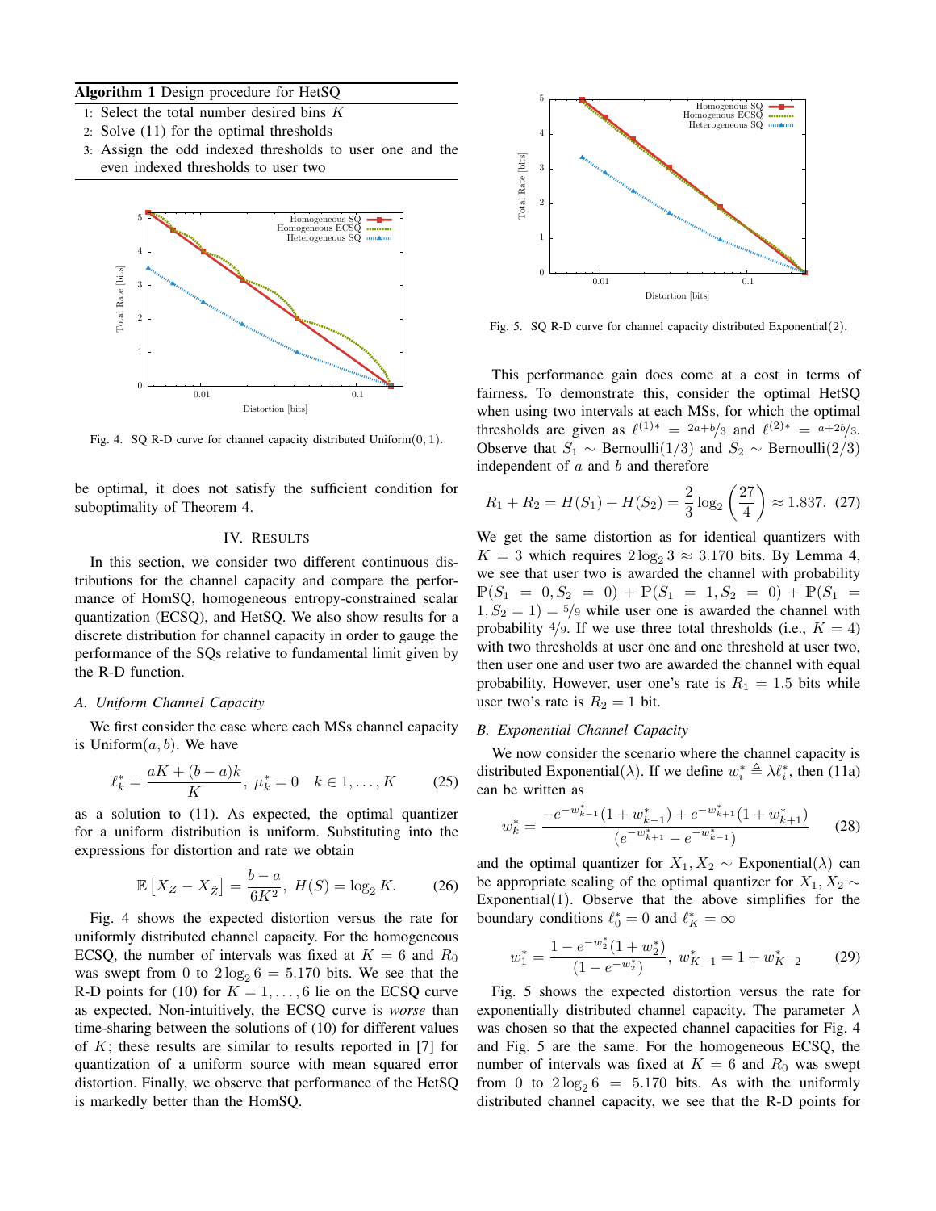**Algorithm 1** Design procedure for HetSQ

1: Select the total number desired bins $K$
2: Solve (11) for the optimal thresholds
3: Assign the odd indexed thresholds to user one and the even indexed thresholds to user two

Fig. 4. SQ R-D curve for channel capacity distributed Uniform$(0, 1)$.

be optimal, it does not satisfy the sufficient condition for suboptimality of Theorem 4.

## IV. Results

In this section, we consider two different continuous distributions for the channel capacity and compare the performance of HomSQ, homogeneous entropy-constrained scalar quantization (ECSQ), and HetSQ. We also show results for a discrete distribution for channel capacity in order to gauge the performance of the SQs relative to fundamental limit given by the R-D function.

### A. Uniform Channel Capacity

We first consider the case where each MSs channel capacity is Uniform$(a, b)$. We have

$$\ell_k^* = \frac{aK + (b-a)k}{K},\ \mu_k^* = 0 \quad k \in 1, \ldots, K \tag{25}$$

as a solution to (11). As expected, the optimal quantizer for a uniform distribution is uniform. Substituting into the expressions for distortion and rate we obtain

$$\mathbb{E}\left[X_Z - X_{\hat{Z}}\right] = \frac{b-a}{6K^2},\ H(S) = \log_2 K. \tag{26}$$

Fig. 4 shows the expected distortion versus the rate for uniformly distributed channel capacity. For the homogeneous ECSQ, the number of intervals was fixed at $K = 6$ and $R_0$ was swept from 0 to $2\log_2 6 = 5.170$ bits. We see that the R-D points for (10) for $K = 1, \ldots, 6$ lie on the ECSQ curve as expected. Non-intuitively, the ECSQ curve is *worse* than time-sharing between the solutions of (10) for different values of $K$; these results are similar to results reported in [7] for quantization of a uniform source with mean squared error distortion. Finally, we observe that performance of the HetSQ is markedly better than the HomSQ.

Fig. 5. SQ R-D curve for channel capacity distributed Exponential$(2)$.

This performance gain does come at a cost in terms of fairness. To demonstrate this, consider the optimal HetSQ when using two intervals at each MSs, for which the optimal thresholds are given as $\ell^{(1)*} = {}^{2a+b}/_3$ and $\ell^{(2)*} = {}^{a+2b}/_3$. Observe that $S_1 \sim$ Bernoulli$(1/3)$ and $S_2 \sim$ Bernoulli$(2/3)$ independent of $a$ and $b$ and therefore

$$R_1 + R_2 = H(S_1) + H(S_2) = \frac{2}{3}\log_2\left(\frac{27}{4}\right) \approx 1.837. \tag{27}$$

We get the same distortion as for identical quantizers with $K = 3$ which requires $2\log_2 3 \approx 3.170$ bits. By Lemma 4, we see that user two is awarded the channel with probability $\mathbb{P}(S_1 = 0, S_2 = 0) + \mathbb{P}(S_1 = 1, S_2 = 0) + \mathbb{P}(S_1 = 1, S_2 = 1) = {}^5/_9$ while user one is awarded the channel with probability ${}^4/_9$. If we use three total thresholds (i.e., $K = 4$) with two thresholds at user one and one threshold at user two, then user one and user two are awarded the channel with equal probability. However, user one's rate is $R_1 = 1.5$ bits while user two's rate is $R_2 = 1$ bit.

### B. Exponential Channel Capacity

We now consider the scenario where the channel capacity is distributed Exponential$(\lambda)$. If we define $w_i^* \triangleq \lambda \ell_i^*$, then (11a) can be written as

$$w_k^* = \frac{-e^{-w_{k-1}^*}(1 + w_{k-1}^*) + e^{-w_{k+1}^*}(1 + w_{k+1}^*)}{(e^{-w_{k+1}^*} - e^{-w_{k-1}^*})} \tag{28}$$

and the optimal quantizer for $X_1, X_2 \sim$ Exponential$(\lambda)$ can be appropriate scaling of the optimal quantizer for $X_1, X_2 \sim$ Exponential$(1)$. Observe that the above simplifies for the boundary conditions $\ell_0^* = 0$ and $\ell_K^* = \infty$

$$w_1^* = \frac{1 - e^{-w_2^*}(1 + w_2^*)}{(1 - e^{-w_2^*})},\ w_{K-1}^* = 1 + w_{K-2}^* \tag{29}$$

Fig. 5 shows the expected distortion versus the rate for exponentially distributed channel capacity. The parameter $\lambda$ was chosen so that the expected channel capacities for Fig. 4 and Fig. 5 are the same. For the homogeneous ECSQ, the number of intervals was fixed at $K = 6$ and $R_0$ was swept from 0 to $2\log_2 6 = 5.170$ bits. As with the uniformly distributed channel capacity, we see that the R-D points for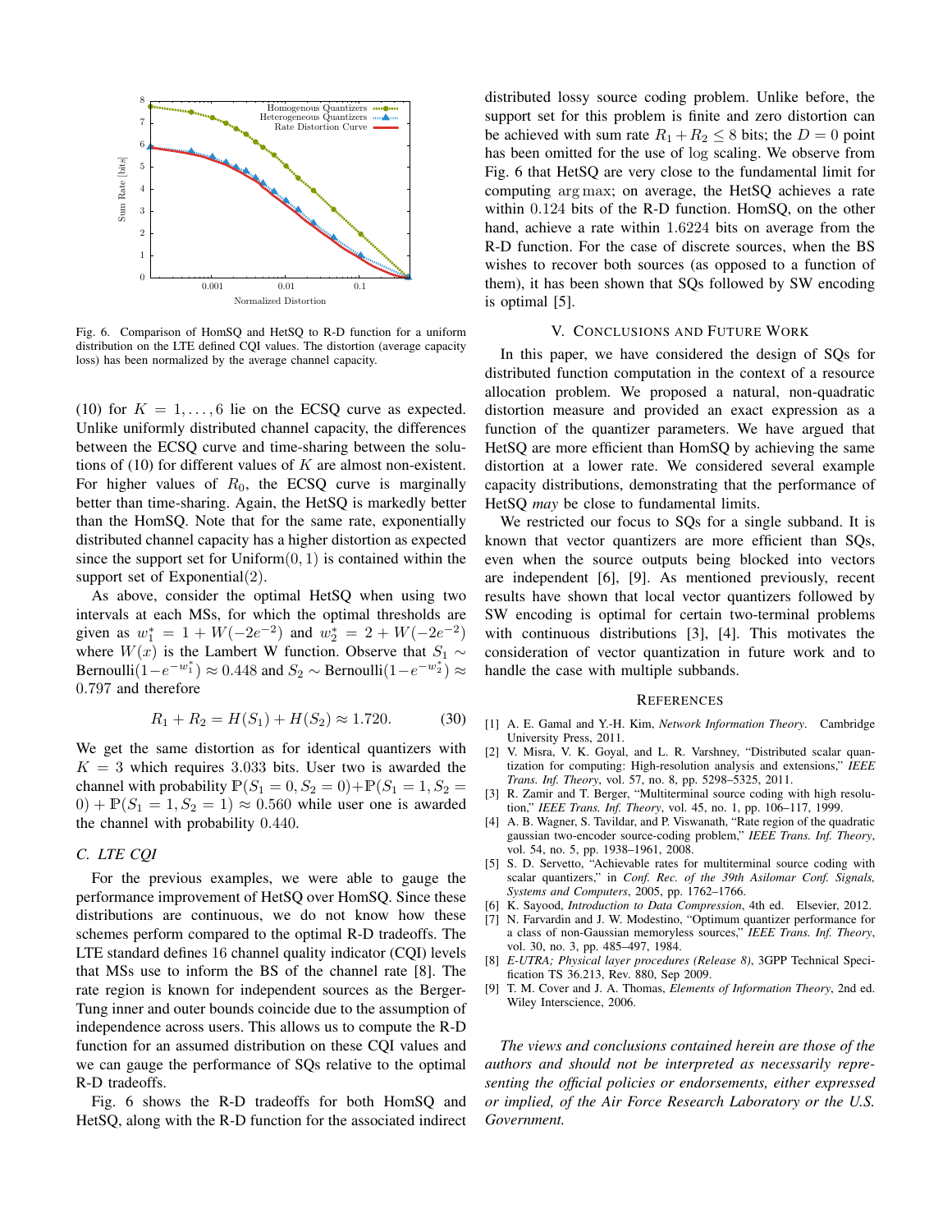8
7
6
5
4
3
2
1
0

Sum Rate [bits]

0.001
0.01
0.1

Normalized Distortion

Homogenous Quantizers
Heterogeneous Quantizers
Rate Distortion Curve

Fig. 6. Comparison of HomSQ and HetSQ to R-D function for a uniform distribution on the LTE defined CQI values. The distortion (average capacity loss) has been normalized by the average channel capacity.

(10) for $K = 1, \ldots, 6$ lie on the ECSQ curve as expected. Unlike uniformly distributed channel capacity, the differences between the ECSQ curve and time-sharing between the solutions of (10) for different values of $K$ are almost non-existent. For higher values of $R_0$, the ECSQ curve is marginally better than time-sharing. Again, the HetSQ is markedly better than the HomSQ. Note that for the same rate, exponentially distributed channel capacity has a higher distortion as expected since the support set for Uniform$(0, 1)$ is contained within the support set of Exponential$(2)$.

As above, consider the optimal HetSQ when using two intervals at each MSs, for which the optimal thresholds are given as $w_1^* = 1 + W(-2e^{-2})$ and $w_2^* = 2 + W(-2e^{-2})$ where $W(x)$ is the Lambert W function. Observe that $S_1 \sim$ Bernoulli$(1-e^{-w_1^*}) \approx 0.448$ and $S_2 \sim$ Bernoulli$(1-e^{-w_2^*}) \approx 0.797$ and therefore

$$R_1 + R_2 = H(S_1) + H(S_2) \approx 1.720. \tag{30}$$

We get the same distortion as for identical quantizers with $K = 3$ which requires 3.033 bits. User two is awarded the channel with probability $\mathbb{P}(S_1 = 0, S_2 = 0) + \mathbb{P}(S_1 = 1, S_2 = 0) + \mathbb{P}(S_1 = 1, S_2 = 1) \approx 0.560$ while user one is awarded the channel with probability 0.440.

### C. LTE CQI

For the previous examples, we were able to gauge the performance improvement of HetSQ over HomSQ. Since these distributions are continuous, we do not know how these schemes perform compared to the optimal R-D tradeoffs. The LTE standard defines 16 channel quality indicator (CQI) levels that MSs use to inform the BS of the channel rate [8]. The rate region is known for independent sources as the Berger-Tung inner and outer bounds coincide due to the assumption of independence across users. This allows us to compute the R-D function for an assumed distribution on these CQI values and we can gauge the performance of SQs relative to the optimal R-D tradeoffs.

Fig. 6 shows the R-D tradeoffs for both HomSQ and HetSQ, along with the R-D function for the associated indirect distributed lossy source coding problem. Unlike before, the support set for this problem is finite and zero distortion can be achieved with sum rate $R_1 + R_2 \leq 8$ bits; the $D = 0$ point has been omitted for the use of log scaling. We observe from Fig. 6 that HetSQ are very close to the fundamental limit for computing $\arg\max$; on average, the HetSQ achieves a rate within 0.124 bits of the R-D function. HomSQ, on the other hand, achieve a rate within 1.6224 bits on average from the R-D function. For the case of discrete sources, when the BS wishes to recover both sources (as opposed to a function of them), it has been shown that SQs followed by SW encoding is optimal [5].

## V. Conclusions and Future Work

In this paper, we have considered the design of SQs for distributed function computation in the context of a resource allocation problem. We proposed a natural, non-quadratic distortion measure and provided an exact expression as a function of the quantizer parameters. We have argued that HetSQ are more efficient than HomSQ by achieving the same distortion at a lower rate. We considered several example capacity distributions, demonstrating that the performance of HetSQ *may* be close to fundamental limits.

We restricted our focus to SQs for a single subband. It is known that vector quantizers are more efficient than SQs, even when the source outputs being blocked into vectors are independent [6], [9]. As mentioned previously, recent results have shown that local vector quantizers followed by SW encoding is optimal for certain two-terminal problems with continuous distributions [3], [4]. This motivates the consideration of vector quantization in future work and to handle the case with multiple subbands.

## References

[1] A. E. Gamal and Y.-H. Kim, *Network Information Theory*. Cambridge University Press, 2011.

[2] V. Misra, V. K. Goyal, and L. R. Varshney, "Distributed scalar quantization for computing: High-resolution analysis and extensions," *IEEE Trans. Inf. Theory*, vol. 57, no. 8, pp. 5298–5325, 2011.

[3] R. Zamir and T. Berger, "Multiterminal source coding with high resolution," *IEEE Trans. Inf. Theory*, vol. 45, no. 1, pp. 106–117, 1999.

[4] A. B. Wagner, S. Tavildar, and P. Viswanath, "Rate region of the quadratic gaussian two-encoder source-coding problem," *IEEE Trans. Inf. Theory*, vol. 54, no. 5, pp. 1938–1961, 2008.

[5] S. D. Servetto, "Achievable rates for multiterminal source coding with scalar quantizers," in *Conf. Rec. of the 39th Asilomar Conf. Signals, Systems and Computers*, 2005, pp. 1762–1766.

[6] K. Sayood, *Introduction to Data Compression*, 4th ed. Elsevier, 2012.

[7] N. Farvardin and J. W. Modestino, "Optimum quantizer performance for a class of non-Gaussian memoryless sources," *IEEE Trans. Inf. Theory*, vol. 30, no. 3, pp. 485–497, 1984.

[8] *E-UTRA; Physical layer procedures (Release 8)*, 3GPP Technical Specification TS 36.213, Rev. 880, Sep 2009.

[9] T. M. Cover and J. A. Thomas, *Elements of Information Theory*, 2nd ed. Wiley Interscience, 2006.

*The views and conclusions contained herein are those of the authors and should not be interpreted as necessarily representing the official policies or endorsements, either expressed or implied, of the Air Force Research Laboratory or the U.S. Government.*